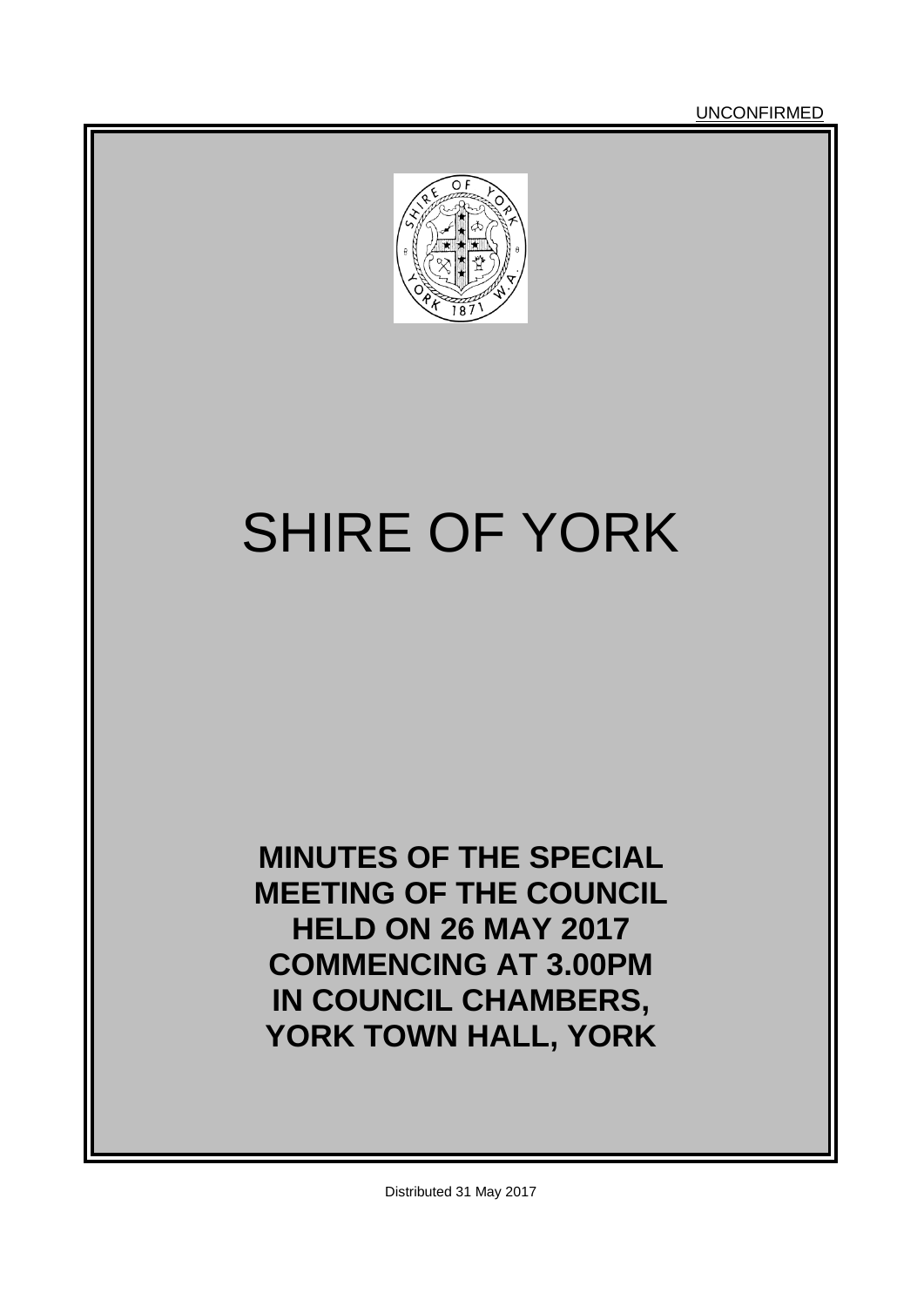UNCONFIRMED

# SHIRE OF YORK

**MINUTES OF THE SPECIAL MEETING OF THE COUNCIL HELD ON 26 MAY 2017 COMMENCING AT 3.00PM IN COUNCIL CHAMBERS, YORK TOWN HALL, YORK**

Distributed 31 May 2017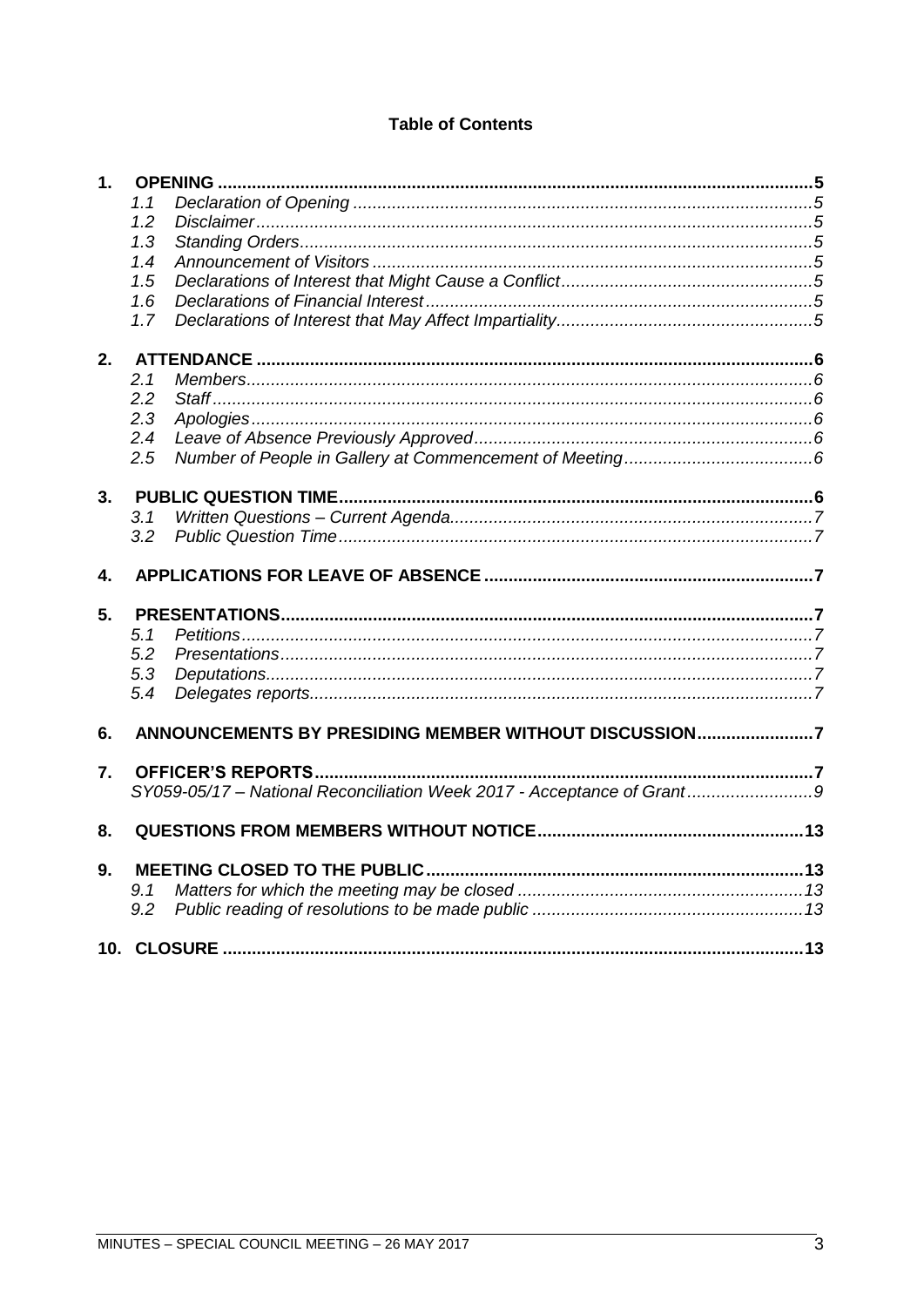# Table of Contents

**1. OPENING** ..... **5**
- 1.1 *Declaration of Opening* ..... *5*
- 1.2 *Disclaimer* ..... *5*
- 1.3 *Standing Orders* ..... *5*
- 1.4 *Announcement of Visitors* ..... *5*
- 1.5 *Declarations of Interest that Might Cause a Conflict* ..... *5*
- 1.6 *Declarations of Financial Interest* ..... *5*
- 1.7 *Declarations of Interest that May Affect Impartiality* ..... *5*

**2. ATTENDANCE** ..... **6**
- 2.1 *Members* ..... *6*
- 2.2 *Staff* ..... *6*
- 2.3 *Apologies* ..... *6*
- 2.4 *Leave of Absence Previously Approved* ..... *6*
- 2.5 *Number of People in Gallery at Commencement of Meeting* ..... *6*

**3. PUBLIC QUESTION TIME** ..... **6**
- 3.1 *Written Questions – Current Agenda* ..... *7*
- 3.2 *Public Question Time* ..... *7*

**4. APPLICATIONS FOR LEAVE OF ABSENCE** ..... **7**

**5. PRESENTATIONS** ..... **7**
- 5.1 *Petitions* ..... *7*
- 5.2 *Presentations* ..... *7*
- 5.3 *Deputations* ..... *7*
- 5.4 *Delegates reports* ..... *7*

**6. ANNOUNCEMENTS BY PRESIDING MEMBER WITHOUT DISCUSSION** ..... **7**

**7. OFFICER'S REPORTS** ..... **7**
- *SY059-05/17 – National Reconciliation Week 2017 - Acceptance of Grant* ..... *9*

**8. QUESTIONS FROM MEMBERS WITHOUT NOTICE** ..... **13**

**9. MEETING CLOSED TO THE PUBLIC** ..... **13**
- 9.1 *Matters for which the meeting may be closed* ..... *13*
- 9.2 *Public reading of resolutions to be made public* ..... *13*

**10. CLOSURE** ..... **13**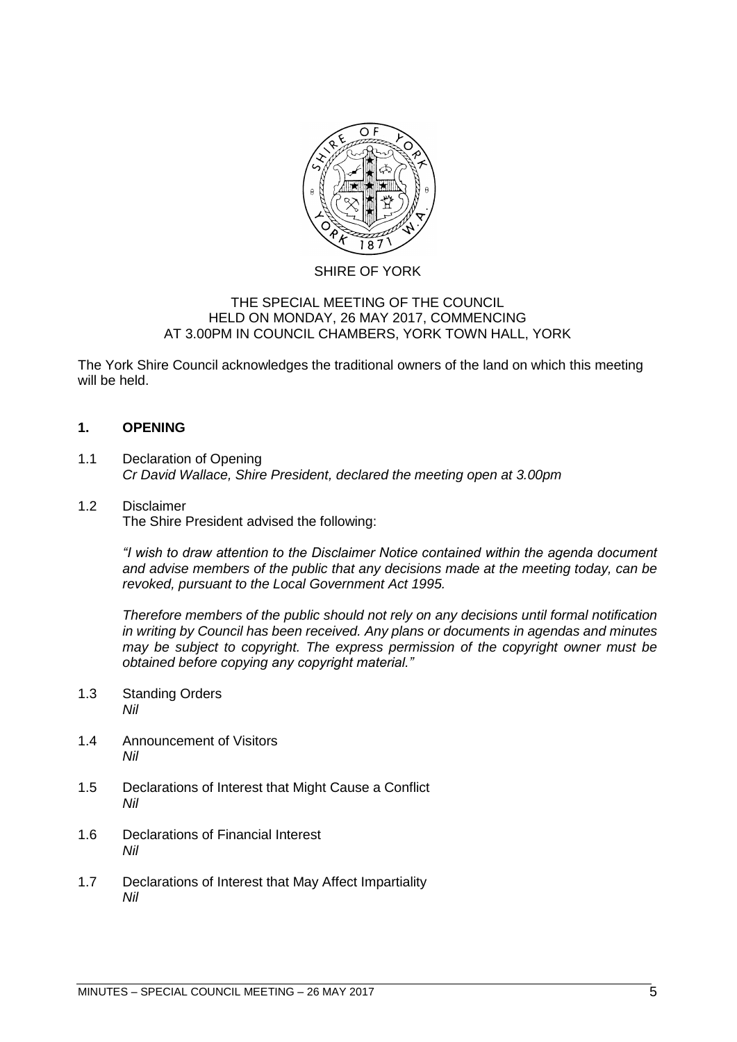SHIRE OF YORK

THE SPECIAL MEETING OF THE COUNCIL
HELD ON MONDAY, 26 MAY 2017, COMMENCING
AT 3.00PM IN COUNCIL CHAMBERS, YORK TOWN HALL, YORK

The York Shire Council acknowledges the traditional owners of the land on which this meeting will be held.

## 1. OPENING

1.1 Declaration of Opening
*Cr David Wallace, Shire President, declared the meeting open at 3.00pm*

1.2 Disclaimer
The Shire President advised the following:

*"I wish to draw attention to the Disclaimer Notice contained within the agenda document and advise members of the public that any decisions made at the meeting today, can be revoked, pursuant to the Local Government Act 1995.*

*Therefore members of the public should not rely on any decisions until formal notification in writing by Council has been received. Any plans or documents in agendas and minutes may be subject to copyright. The express permission of the copyright owner must be obtained before copying any copyright material."*

1.3 Standing Orders
*Nil*

1.4 Announcement of Visitors
*Nil*

1.5 Declarations of Interest that Might Cause a Conflict
*Nil*

1.6 Declarations of Financial Interest
*Nil*

1.7 Declarations of Interest that May Affect Impartiality
*Nil*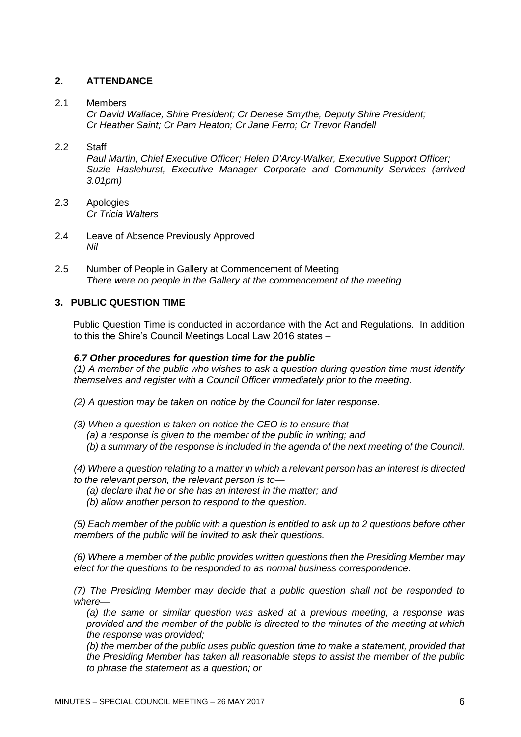## 2. ATTENDANCE

2.1 Members

*Cr David Wallace, Shire President; Cr Denese Smythe, Deputy Shire President; Cr Heather Saint; Cr Pam Heaton; Cr Jane Ferro; Cr Trevor Randell*

2.2 Staff

*Paul Martin, Chief Executive Officer; Helen D'Arcy-Walker, Executive Support Officer; Suzie Haslehurst, Executive Manager Corporate and Community Services (arrived 3.01pm)*

2.3 Apologies

*Cr Tricia Walters*

2.4 Leave of Absence Previously Approved

*Nil*

2.5 Number of People in Gallery at Commencement of Meeting

*There were no people in the Gallery at the commencement of the meeting*

## 3. PUBLIC QUESTION TIME

Public Question Time is conducted in accordance with the Act and Regulations. In addition to this the Shire's Council Meetings Local Law 2016 states –

***6.7 Other procedures for question time for the public***

*(1) A member of the public who wishes to ask a question during question time must identify themselves and register with a Council Officer immediately prior to the meeting.*

*(2) A question may be taken on notice by the Council for later response.*

*(3) When a question is taken on notice the CEO is to ensure that—*

*(a) a response is given to the member of the public in writing; and*

*(b) a summary of the response is included in the agenda of the next meeting of the Council.*

*(4) Where a question relating to a matter in which a relevant person has an interest is directed to the relevant person, the relevant person is to—*

*(a) declare that he or she has an interest in the matter; and*

*(b) allow another person to respond to the question.*

*(5) Each member of the public with a question is entitled to ask up to 2 questions before other members of the public will be invited to ask their questions.*

*(6) Where a member of the public provides written questions then the Presiding Member may elect for the questions to be responded to as normal business correspondence.*

*(7) The Presiding Member may decide that a public question shall not be responded to where—*

*(a) the same or similar question was asked at a previous meeting, a response was provided and the member of the public is directed to the minutes of the meeting at which the response was provided;*

*(b) the member of the public uses public question time to make a statement, provided that the Presiding Member has taken all reasonable steps to assist the member of the public to phrase the statement as a question; or*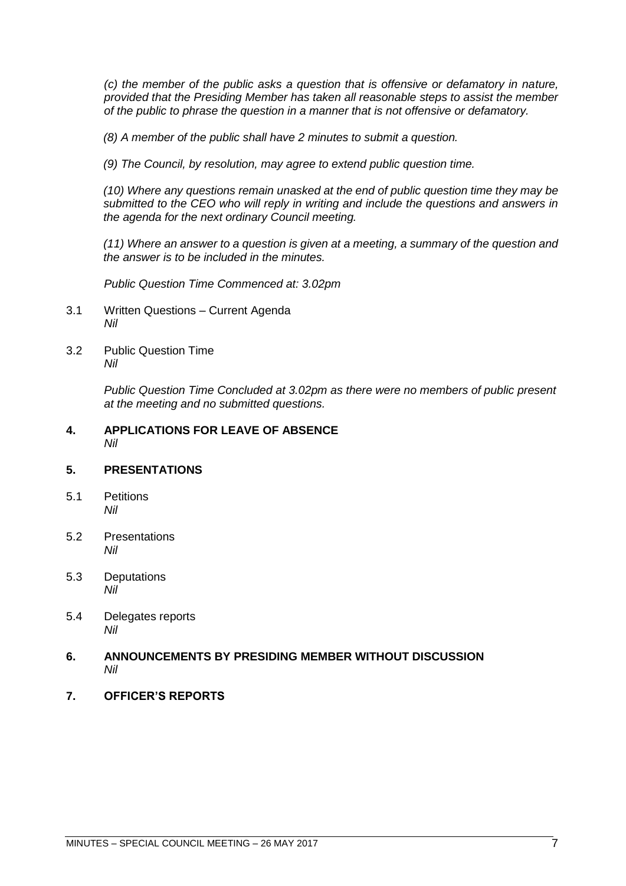*(c) the member of the public asks a question that is offensive or defamatory in nature, provided that the Presiding Member has taken all reasonable steps to assist the member of the public to phrase the question in a manner that is not offensive or defamatory.*

*(8) A member of the public shall have 2 minutes to submit a question.*

*(9) The Council, by resolution, may agree to extend public question time.*

*(10) Where any questions remain unasked at the end of public question time they may be submitted to the CEO who will reply in writing and include the questions and answers in the agenda for the next ordinary Council meeting.*

*(11) Where an answer to a question is given at a meeting, a summary of the question and the answer is to be included in the minutes.*

*Public Question Time Commenced at: 3.02pm*

3.1 Written Questions – Current Agenda
*Nil*

3.2 Public Question Time
*Nil*

*Public Question Time Concluded at 3.02pm as there were no members of public present at the meeting and no submitted questions.*

## 4. APPLICATIONS FOR LEAVE OF ABSENCE

*Nil*

## 5. PRESENTATIONS

5.1 Petitions
*Nil*

5.2 Presentations
*Nil*

5.3 Deputations
*Nil*

5.4 Delegates reports
*Nil*

## 6. ANNOUNCEMENTS BY PRESIDING MEMBER WITHOUT DISCUSSION

*Nil*

## 7. OFFICER'S REPORTS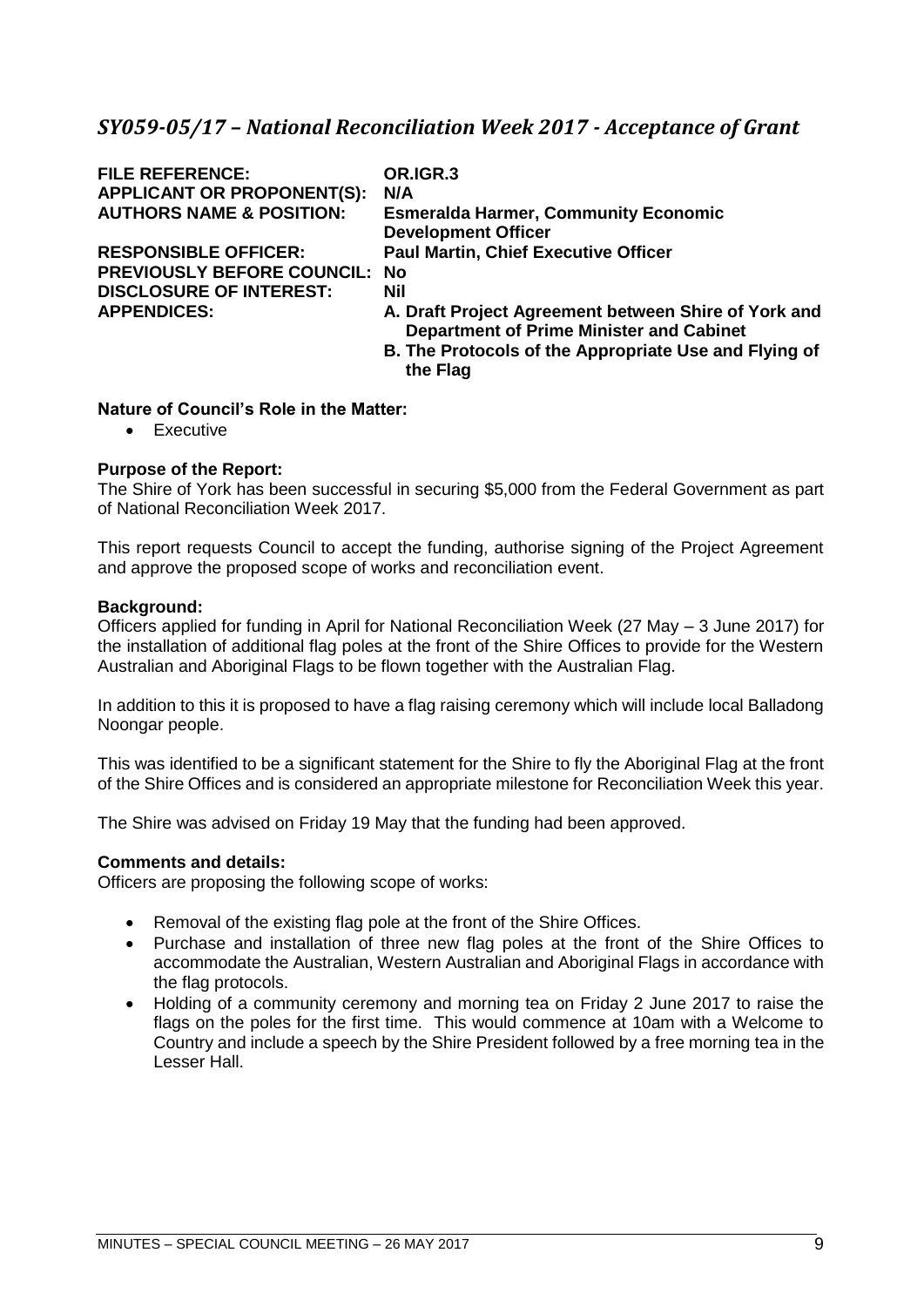## *SY059-05/17 – National Reconciliation Week 2017 - Acceptance of Grant*

| | |
|---|---|
| **FILE REFERENCE:** | **OR.IGR.3** |
| **APPLICANT OR PROPONENT(S):** | **N/A** |
| **AUTHORS NAME & POSITION:** | **Esmeralda Harmer, Community Economic Development Officer** |
| **RESPONSIBLE OFFICER:** | **Paul Martin, Chief Executive Officer** |
| **PREVIOUSLY BEFORE COUNCIL:** | **No** |
| **DISCLOSURE OF INTEREST:** | **Nil** |
| **APPENDICES:** | **A. Draft Project Agreement between Shire of York and Department of Prime Minister and Cabinet**<br>**B. The Protocols of the Appropriate Use and Flying of the Flag** |

**Nature of Council's Role in the Matter:**

- Executive

**Purpose of the Report:**

The Shire of York has been successful in securing $5,000 from the Federal Government as part of National Reconciliation Week 2017.

This report requests Council to accept the funding, authorise signing of the Project Agreement and approve the proposed scope of works and reconciliation event.

**Background:**

Officers applied for funding in April for National Reconciliation Week (27 May – 3 June 2017) for the installation of additional flag poles at the front of the Shire Offices to provide for the Western Australian and Aboriginal Flags to be flown together with the Australian Flag.

In addition to this it is proposed to have a flag raising ceremony which will include local Balladong Noongar people.

This was identified to be a significant statement for the Shire to fly the Aboriginal Flag at the front of the Shire Offices and is considered an appropriate milestone for Reconciliation Week this year.

The Shire was advised on Friday 19 May that the funding had been approved.

**Comments and details:**

Officers are proposing the following scope of works:

- Removal of the existing flag pole at the front of the Shire Offices.
- Purchase and installation of three new flag poles at the front of the Shire Offices to accommodate the Australian, Western Australian and Aboriginal Flags in accordance with the flag protocols.
- Holding of a community ceremony and morning tea on Friday 2 June 2017 to raise the flags on the poles for the first time. This would commence at 10am with a Welcome to Country and include a speech by the Shire President followed by a free morning tea in the Lesser Hall.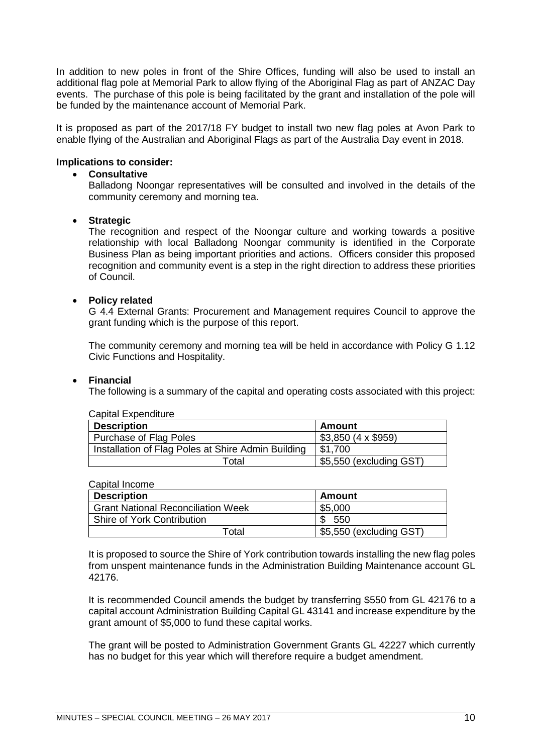In addition to new poles in front of the Shire Offices, funding will also be used to install an additional flag pole at Memorial Park to allow flying of the Aboriginal Flag as part of ANZAC Day events. The purchase of this pole is being facilitated by the grant and installation of the pole will be funded by the maintenance account of Memorial Park.

It is proposed as part of the 2017/18 FY budget to install two new flag poles at Avon Park to enable flying of the Australian and Aboriginal Flags as part of the Australia Day event in 2018.

**Implications to consider:**

- **Consultative**

  Balladong Noongar representatives will be consulted and involved in the details of the community ceremony and morning tea.

- **Strategic**

  The recognition and respect of the Noongar culture and working towards a positive relationship with local Balladong Noongar community is identified in the Corporate Business Plan as being important priorities and actions. Officers consider this proposed recognition and community event is a step in the right direction to address these priorities of Council.

- **Policy related**

  G 4.4 External Grants: Procurement and Management requires Council to approve the grant funding which is the purpose of this report.

  The community ceremony and morning tea will be held in accordance with Policy G 1.12 Civic Functions and Hospitality.

- **Financial**

  The following is a summary of the capital and operating costs associated with this project:

  Capital Expenditure

  | Description | Amount |
  |---|---|
  | Purchase of Flag Poles | $3,850 (4 x $959) |
  | Installation of Flag Poles at Shire Admin Building | $1,700 |
  | Total | $5,550 (excluding GST) |

  Capital Income

  | Description | Amount |
  |---|---|
  | Grant National Reconciliation Week | $5,000 |
  | Shire of York Contribution | $ 550 |
  | Total | $5,550 (excluding GST) |

  It is proposed to source the Shire of York contribution towards installing the new flag poles from unspent maintenance funds in the Administration Building Maintenance account GL 42176.

  It is recommended Council amends the budget by transferring $550 from GL 42176 to a capital account Administration Building Capital GL 43141 and increase expenditure by the grant amount of $5,000 to fund these capital works.

  The grant will be posted to Administration Government Grants GL 42227 which currently has no budget for this year which will therefore require a budget amendment.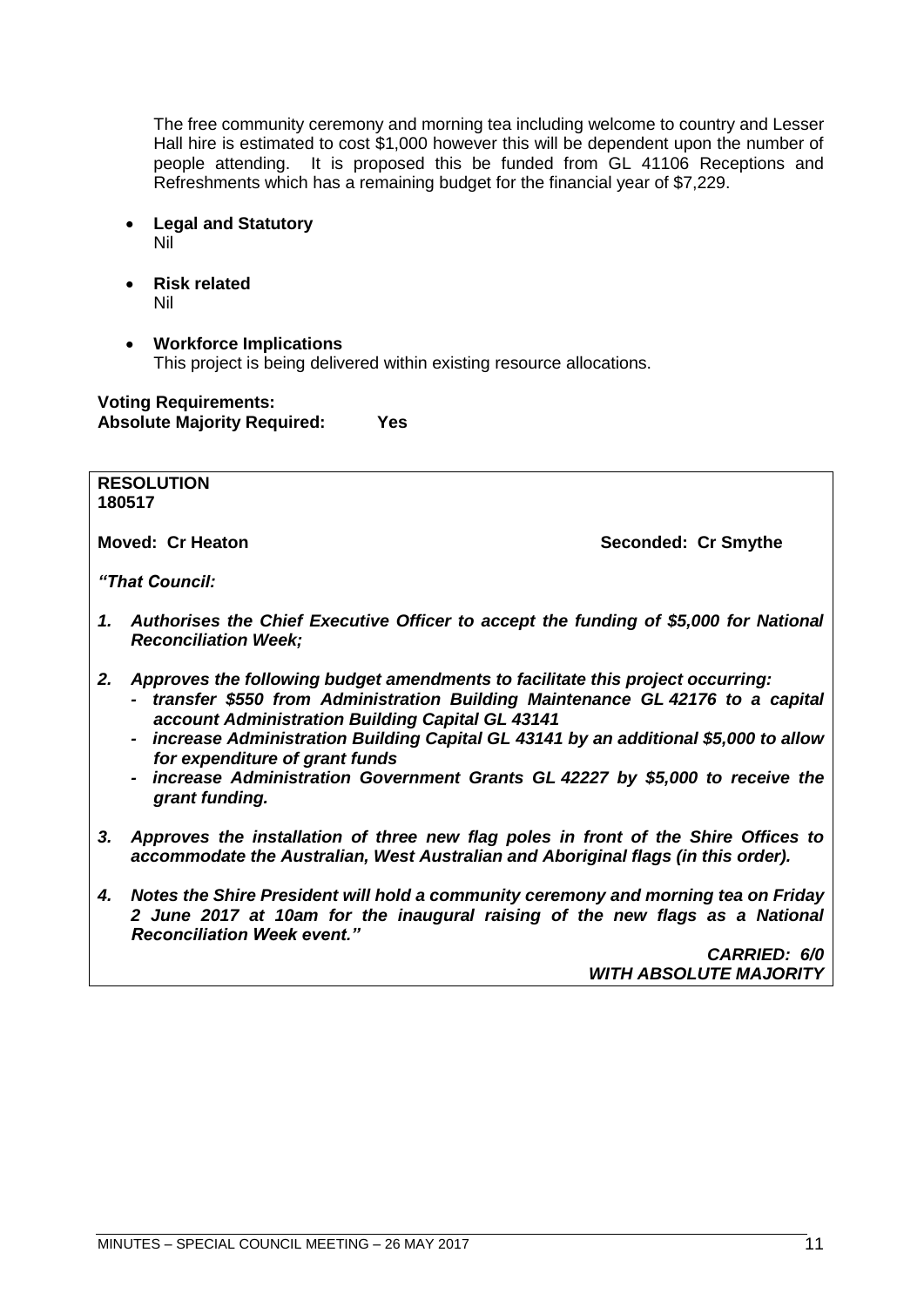The free community ceremony and morning tea including welcome to country and Lesser Hall hire is estimated to cost $1,000 however this will be dependent upon the number of people attending. It is proposed this be funded from GL 41106 Receptions and Refreshments which has a remaining budget for the financial year of $7,229.

- **Legal and Statutory**
  Nil

- **Risk related**
  Nil

- **Workforce Implications**
  This project is being delivered within existing resource allocations.

**Voting Requirements:**
**Absolute Majority Required: Yes**

**RESOLUTION**
**180517**

**Moved: Cr Heaton** **Seconded: Cr Smythe**

***"That Council:***

1. ***Authorises the Chief Executive Officer to accept the funding of $5,000 for National Reconciliation Week;***

2. ***Approves the following budget amendments to facilitate this project occurring:***
   - ***transfer $550 from Administration Building Maintenance GL 42176 to a capital account Administration Building Capital GL 43141***
   - ***increase Administration Building Capital GL 43141 by an additional $5,000 to allow for expenditure of grant funds***
   - ***increase Administration Government Grants GL 42227 by $5,000 to receive the grant funding.***

3. ***Approves the installation of three new flag poles in front of the Shire Offices to accommodate the Australian, West Australian and Aboriginal flags (in this order).***

4. ***Notes the Shire President will hold a community ceremony and morning tea on Friday 2 June 2017 at 10am for the inaugural raising of the new flags as a National Reconciliation Week event."***

***CARRIED: 6/0***
***WITH ABSOLUTE MAJORITY***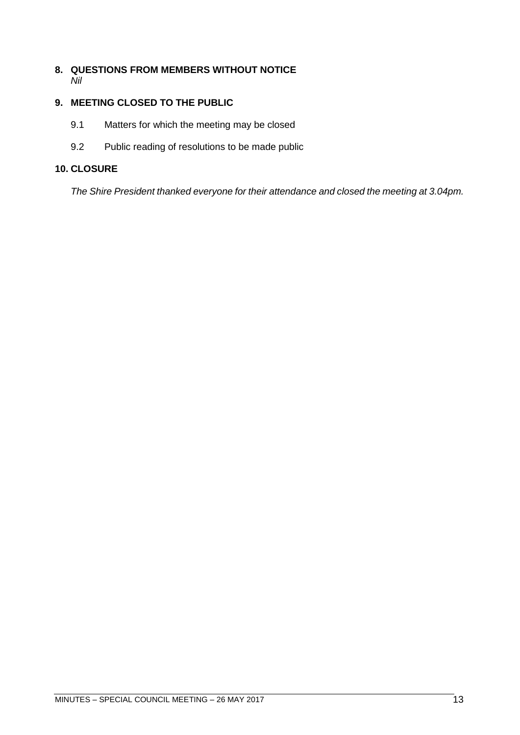## 8. QUESTIONS FROM MEMBERS WITHOUT NOTICE

*Nil*

## 9. MEETING CLOSED TO THE PUBLIC

9.1 Matters for which the meeting may be closed

9.2 Public reading of resolutions to be made public

## 10. CLOSURE

*The Shire President thanked everyone for their attendance and closed the meeting at 3.04pm.*